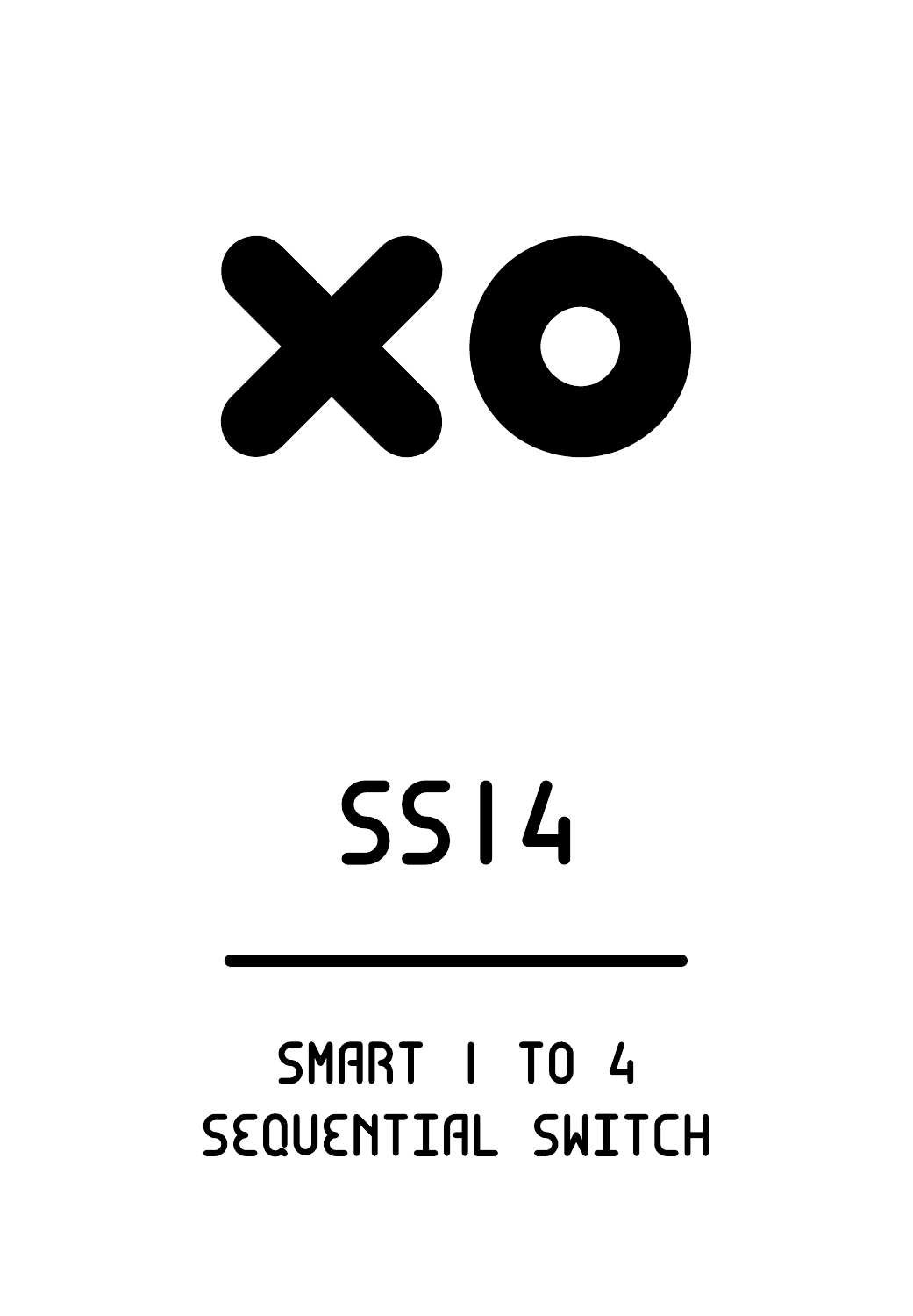# XO

# SS14

## SMART 1 TO 4 SEQUENTIAL SWITCH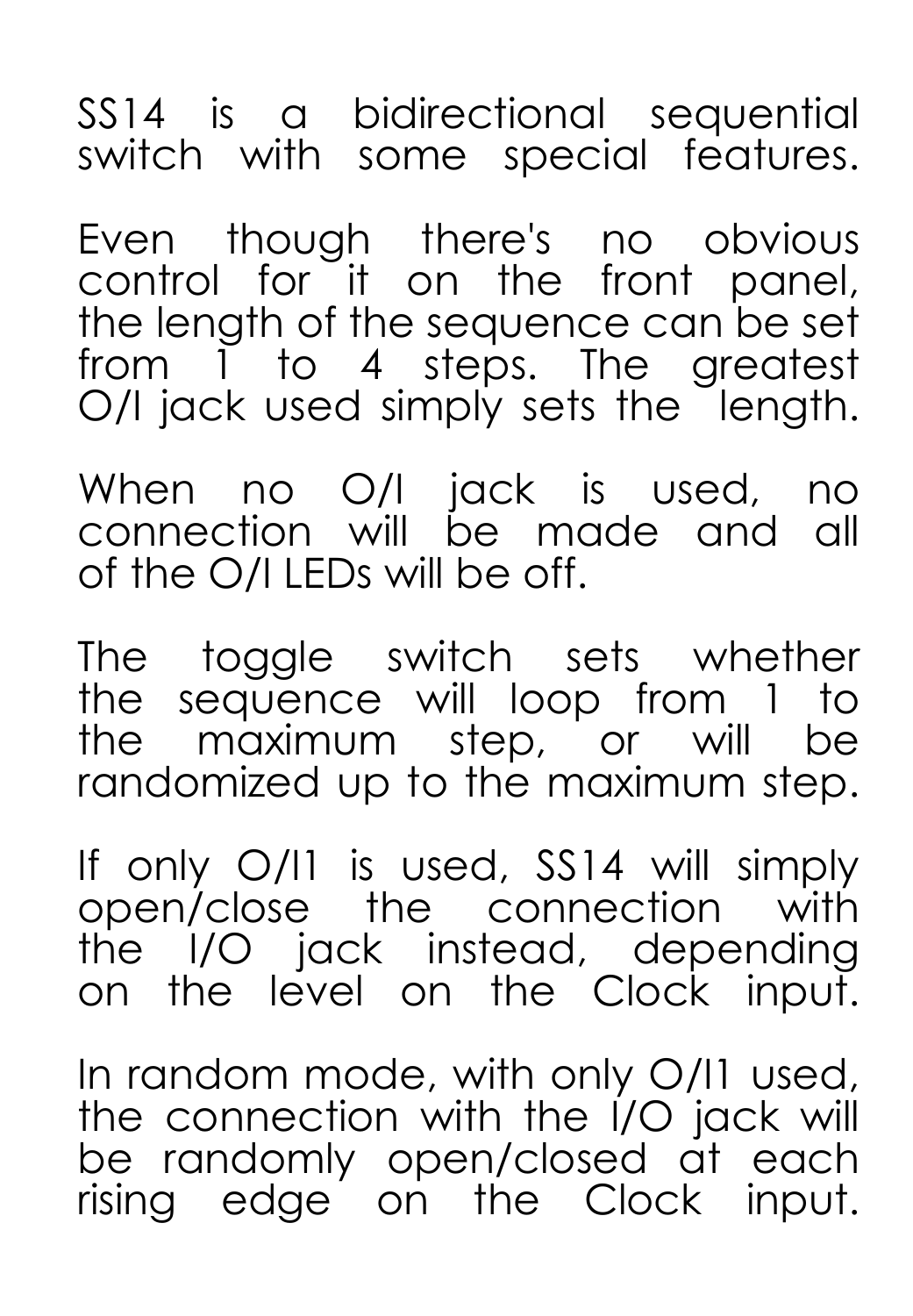SS14 is a bidirectional sequential switch with some special features.

Even though there's no obvious control for it on the front panel, the length of the sequence can be set from 1 to 4 steps. The greatest O/I jack used simply sets the length.

When no O/I jack is used, no connection will be made and all of the O/I LEDs will be off.

The toggle switch sets whether the sequence will loop from 1 to the maximum step, or will be randomized up to the maximum step.

If only O/I1 is used, SS14 will simply open/close the connection with the I/O jack instead, depending on the level on the Clock input.

In random mode, with only O/I1 used, the connection with the I/O jack will be randomly open/closed at each rising edge on the Clock input.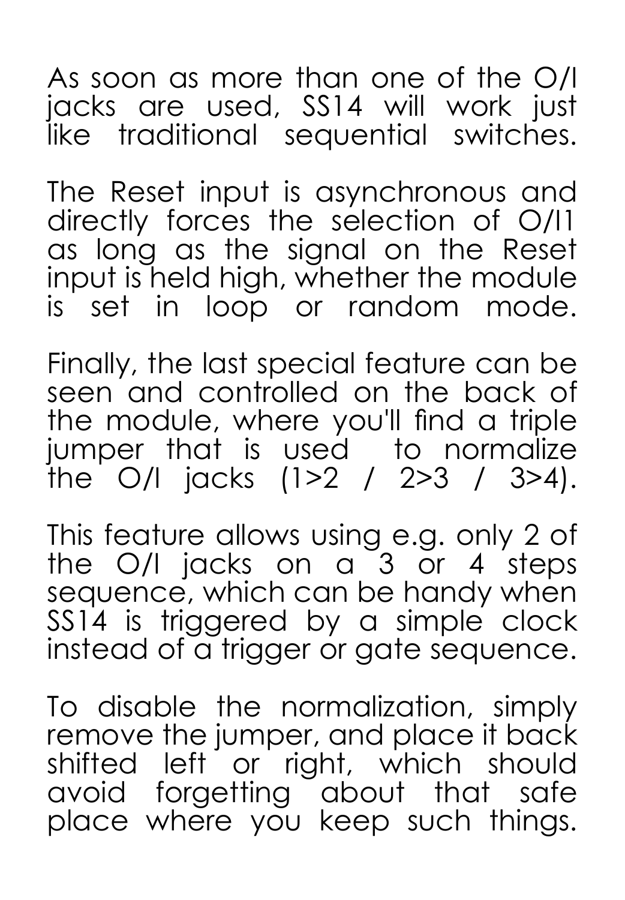As soon as more than one of the O/I jacks are used, SS14 will work just like traditional sequential switches.

The Reset input is asynchronous and directly forces the selection of O/I1 as long as the signal on the Reset input is held high, whether the module is set in loop or random mode.

Finally, the last special feature can be seen and controlled on the back of the module, where you'll find a triple jumper that is used to normalize the O/I jacks (1>2 / 2>3 / 3>4).

This feature allows using e.g. only 2 of the O/I jacks on a 3 or 4 steps sequence, which can be handy when SS14 is triggered by a simple clock instead of a trigger or gate sequence.

To disable the normalization, simply remove the jumper, and place it back shifted left or right, which should avoid forgetting about that safe place where you keep such things.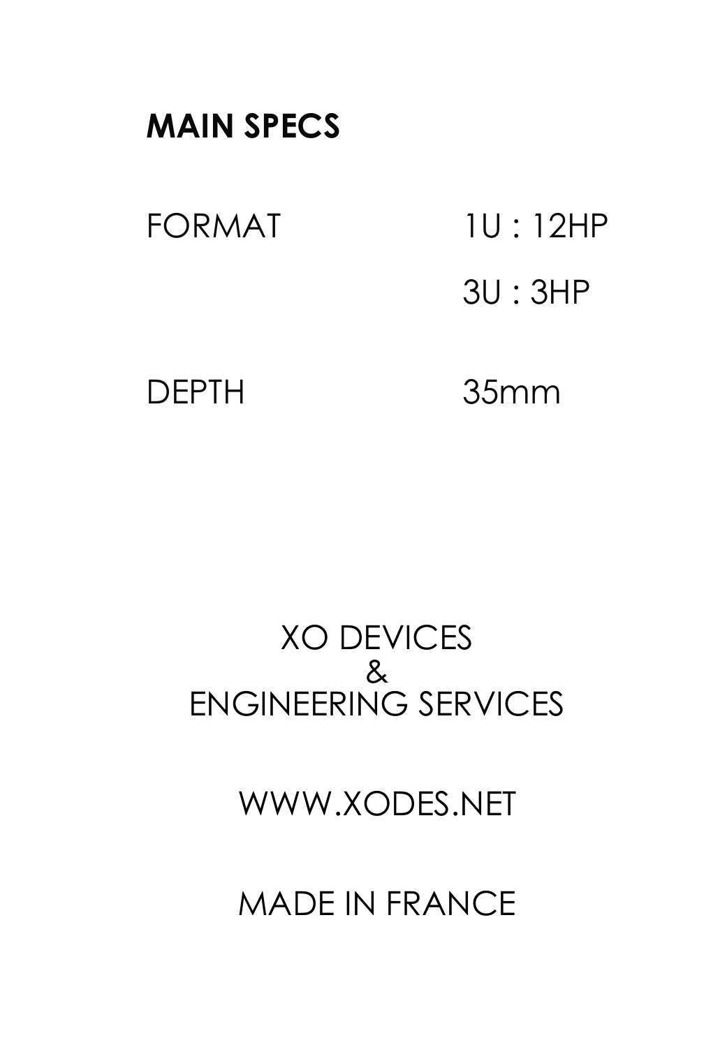## MAIN SPECS

| | |
|---|---|
| FORMAT | 1U : 12HP |
| | 3U : 3HP |
| DEPTH | 35mm |

XO DEVICES
&
ENGINEERING SERVICES

WWW.XODES.NET

MADE IN FRANCE